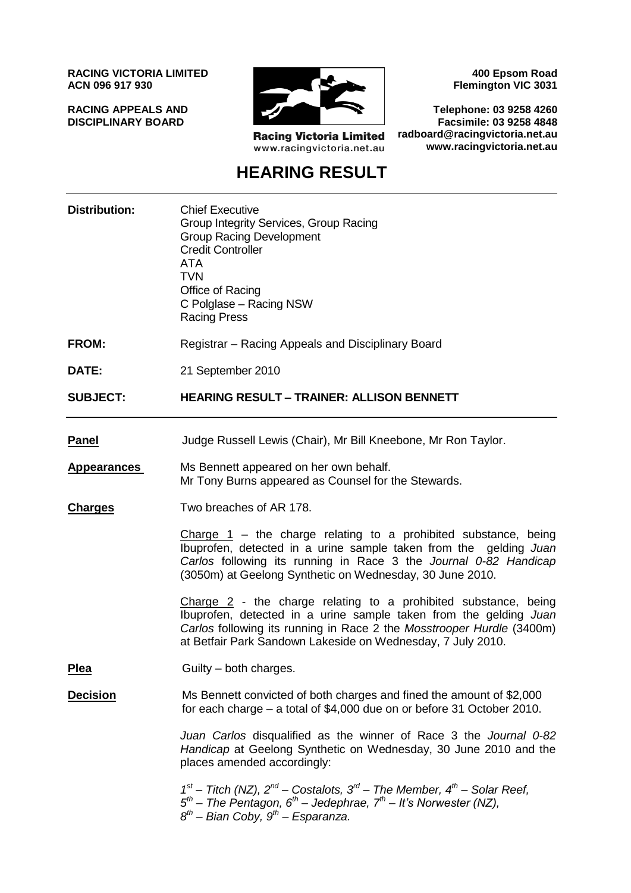**RACING VICTORIA LIMITED**
**ACN 096 917 930**

**RACING APPEALS AND DISCIPLINARY BOARD**

Racing Victoria Limited
www.racingvictoria.net.au

**400 Epsom Road**
**Flemington VIC 3031**

**Telephone: 03 9258 4260**
**Facsimile: 03 9258 4848**
**radboard@racingvictoria.net.au**
**www.racingvictoria.net.au**

# HEARING RESULT

**Distribution:** Chief Executive
Group Integrity Services, Group Racing
Group Racing Development
Credit Controller
ATA
TVN
Office of Racing
C Polglase – Racing NSW
Racing Press

**FROM:** Registrar – Racing Appeals and Disciplinary Board

**DATE:** 21 September 2010

**SUBJECT:** **HEARING RESULT – TRAINER: ALLISON BENNETT**

**Panel** Judge Russell Lewis (Chair), Mr Bill Kneebone, Mr Ron Taylor.

**Appearances** Ms Bennett appeared on her own behalf.
Mr Tony Burns appeared as Counsel for the Stewards.

**Charges** Two breaches of AR 178.

Charge 1 – the charge relating to a prohibited substance, being Ibuprofen, detected in a urine sample taken from the gelding *Juan Carlos* following its running in Race 3 the *Journal 0-82 Handicap* (3050m) at Geelong Synthetic on Wednesday, 30 June 2010.

Charge 2 - the charge relating to a prohibited substance, being Ibuprofen, detected in a urine sample taken from the gelding *Juan Carlos* following its running in Race 2 the *Mosstrooper Hurdle* (3400m) at Betfair Park Sandown Lakeside on Wednesday, 7 July 2010.

**Plea** Guilty – both charges.

**Decision** Ms Bennett convicted of both charges and fined the amount of $2,000 for each charge – a total of $4,000 due on or before 31 October 2010.

*Juan Carlos* disqualified as the winner of Race 3 the *Journal 0-82 Handicap* at Geelong Synthetic on Wednesday, 30 June 2010 and the places amended accordingly:

*1st – Titch (NZ), 2nd – Costalots, 3rd – The Member, 4th – Solar Reef, 5th – The Pentagon, 6th – Jedephrae, 7th – It's Norwester (NZ), 8th – Bian Coby, 9th – Esparanza.*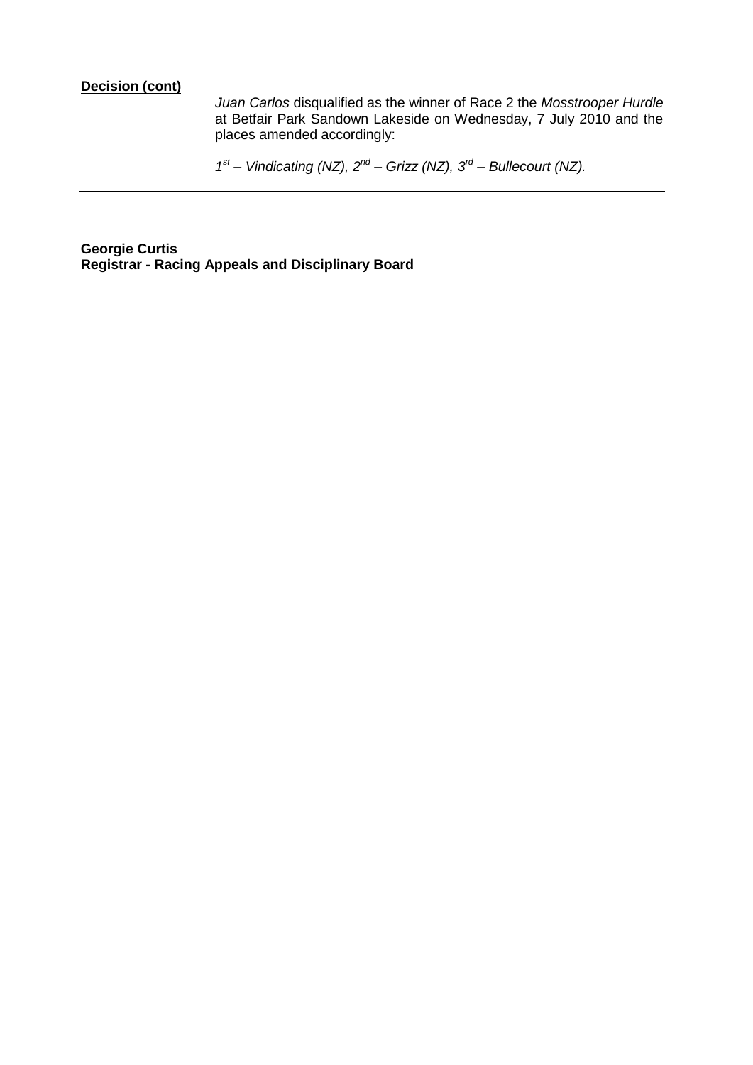**Decision (cont)**

*Juan Carlos* disqualified as the winner of Race 2 the *Mosstrooper Hurdle* at Betfair Park Sandown Lakeside on Wednesday, 7 July 2010 and the places amended accordingly:

*1st – Vindicating (NZ), 2nd – Grizz (NZ), 3rd – Bullecourt (NZ).*

---

**Georgie Curtis**
**Registrar - Racing Appeals and Disciplinary Board**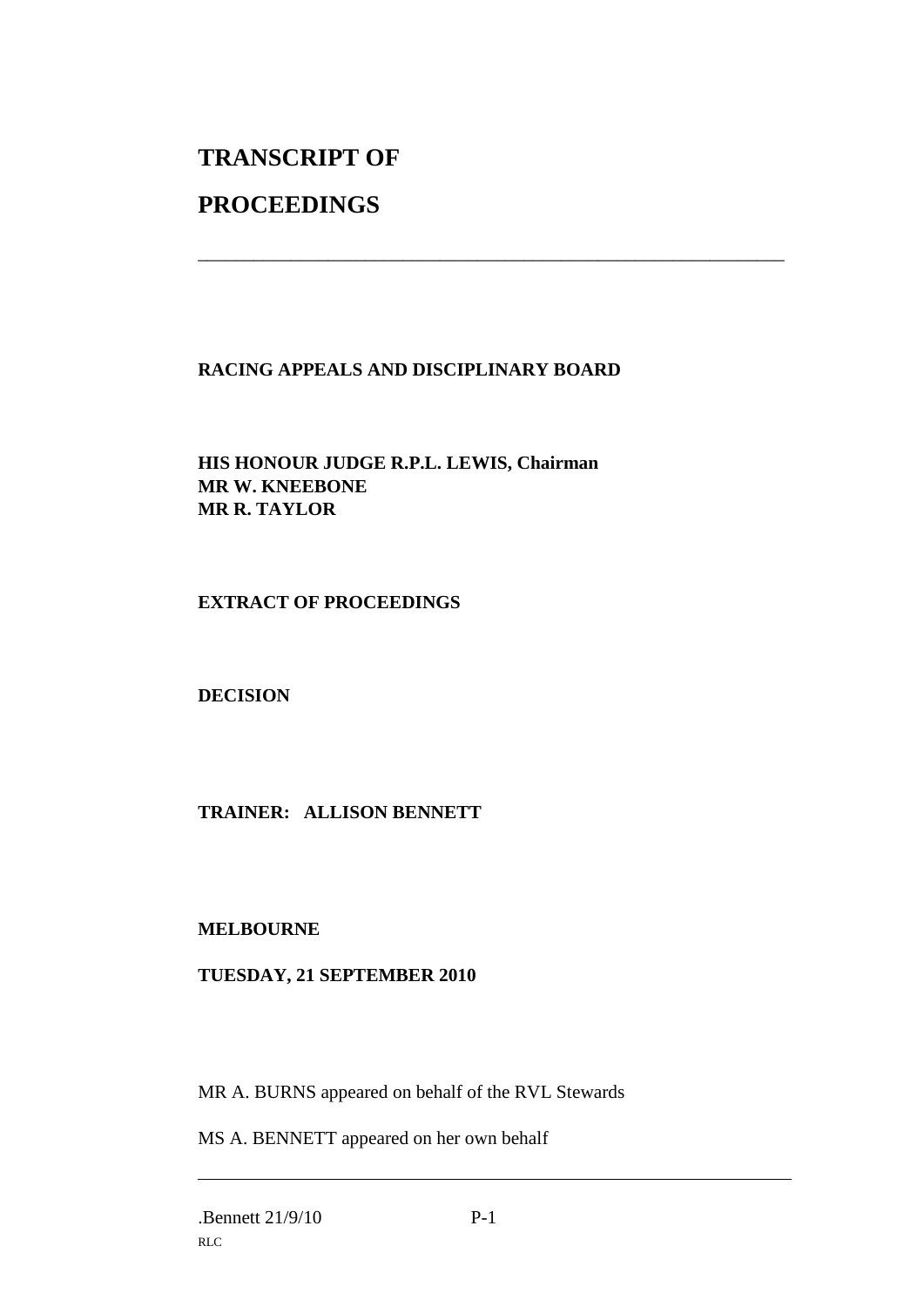# TRANSCRIPT OF

# PROCEEDINGS

---

**RACING APPEALS AND DISCIPLINARY BOARD**

**HIS HONOUR JUDGE R.P.L. LEWIS, Chairman**
**MR W. KNEEBONE**
**MR R. TAYLOR**

**EXTRACT OF PROCEEDINGS**

**DECISION**

**TRAINER: ALLISON BENNETT**

**MELBOURNE**

**TUESDAY, 21 SEPTEMBER 2010**

MR A. BURNS appeared on behalf of the RVL Stewards

MS A. BENNETT appeared on her own behalf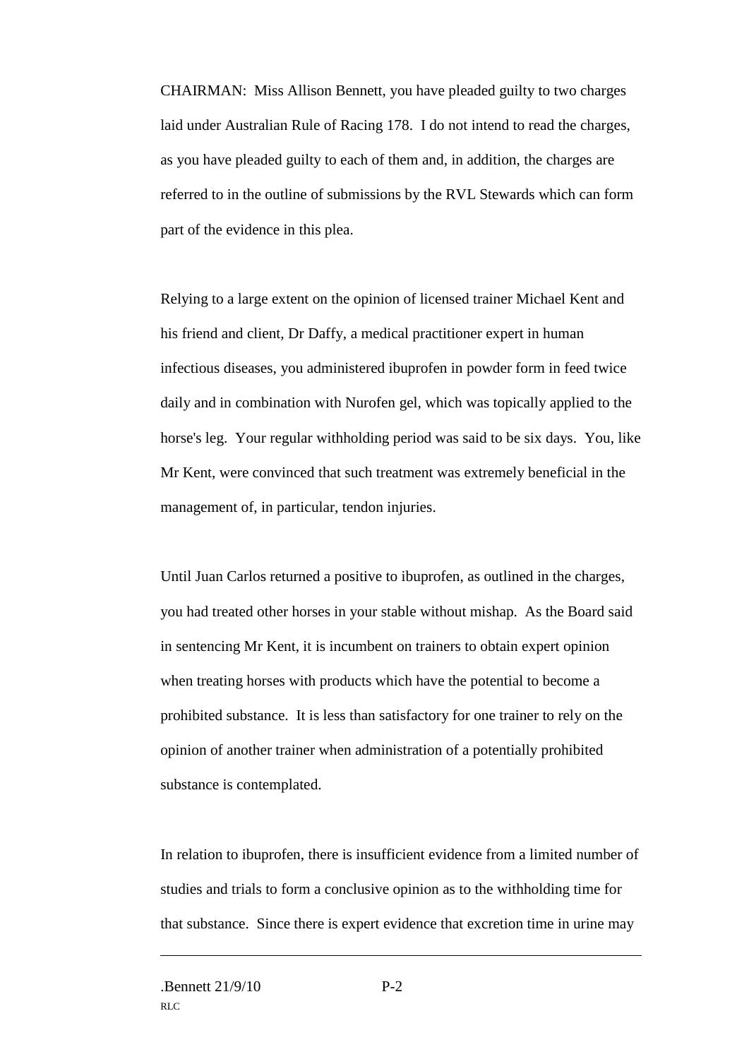CHAIRMAN: Miss Allison Bennett, you have pleaded guilty to two charges laid under Australian Rule of Racing 178. I do not intend to read the charges, as you have pleaded guilty to each of them and, in addition, the charges are referred to in the outline of submissions by the RVL Stewards which can form part of the evidence in this plea.

Relying to a large extent on the opinion of licensed trainer Michael Kent and his friend and client, Dr Daffy, a medical practitioner expert in human infectious diseases, you administered ibuprofen in powder form in feed twice daily and in combination with Nurofen gel, which was topically applied to the horse's leg. Your regular withholding period was said to be six days. You, like Mr Kent, were convinced that such treatment was extremely beneficial in the management of, in particular, tendon injuries.

Until Juan Carlos returned a positive to ibuprofen, as outlined in the charges, you had treated other horses in your stable without mishap. As the Board said in sentencing Mr Kent, it is incumbent on trainers to obtain expert opinion when treating horses with products which have the potential to become a prohibited substance. It is less than satisfactory for one trainer to rely on the opinion of another trainer when administration of a potentially prohibited substance is contemplated.

In relation to ibuprofen, there is insufficient evidence from a limited number of studies and trials to form a conclusive opinion as to the withholding time for that substance. Since there is expert evidence that excretion time in urine may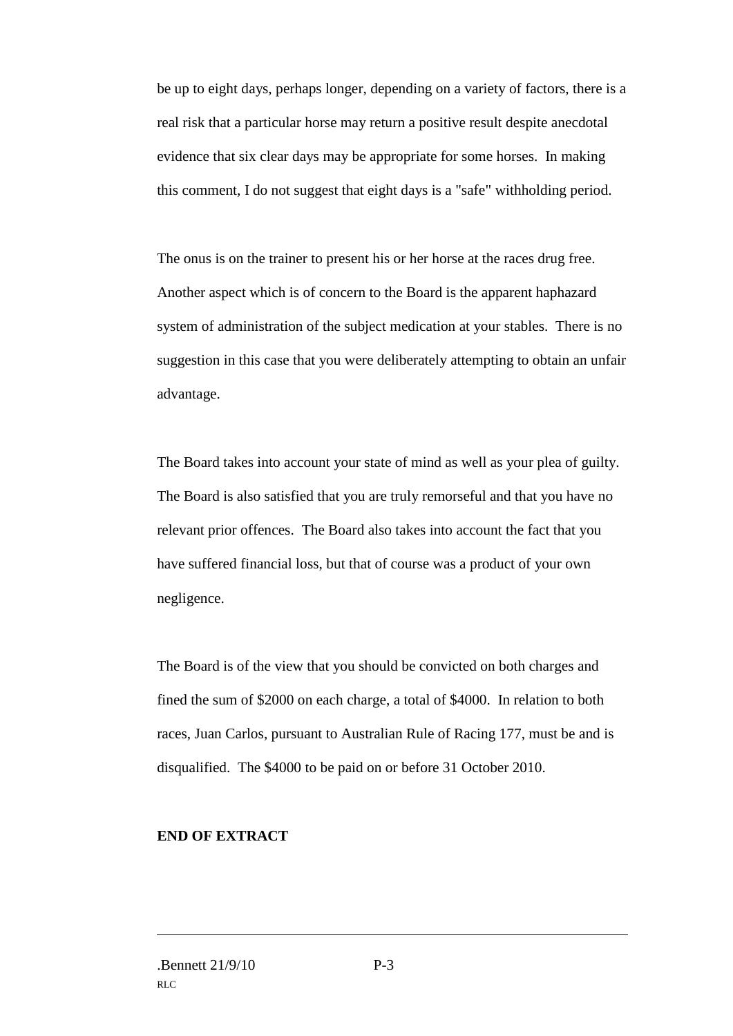be up to eight days, perhaps longer, depending on a variety of factors, there is a real risk that a particular horse may return a positive result despite anecdotal evidence that six clear days may be appropriate for some horses. In making this comment, I do not suggest that eight days is a "safe" withholding period.

The onus is on the trainer to present his or her horse at the races drug free. Another aspect which is of concern to the Board is the apparent haphazard system of administration of the subject medication at your stables. There is no suggestion in this case that you were deliberately attempting to obtain an unfair advantage.

The Board takes into account your state of mind as well as your plea of guilty. The Board is also satisfied that you are truly remorseful and that you have no relevant prior offences. The Board also takes into account the fact that you have suffered financial loss, but that of course was a product of your own negligence.

The Board is of the view that you should be convicted on both charges and fined the sum of $2000 on each charge, a total of $4000. In relation to both races, Juan Carlos, pursuant to Australian Rule of Racing 177, must be and is disqualified. The $4000 to be paid on or before 31 October 2010.

**END OF EXTRACT**